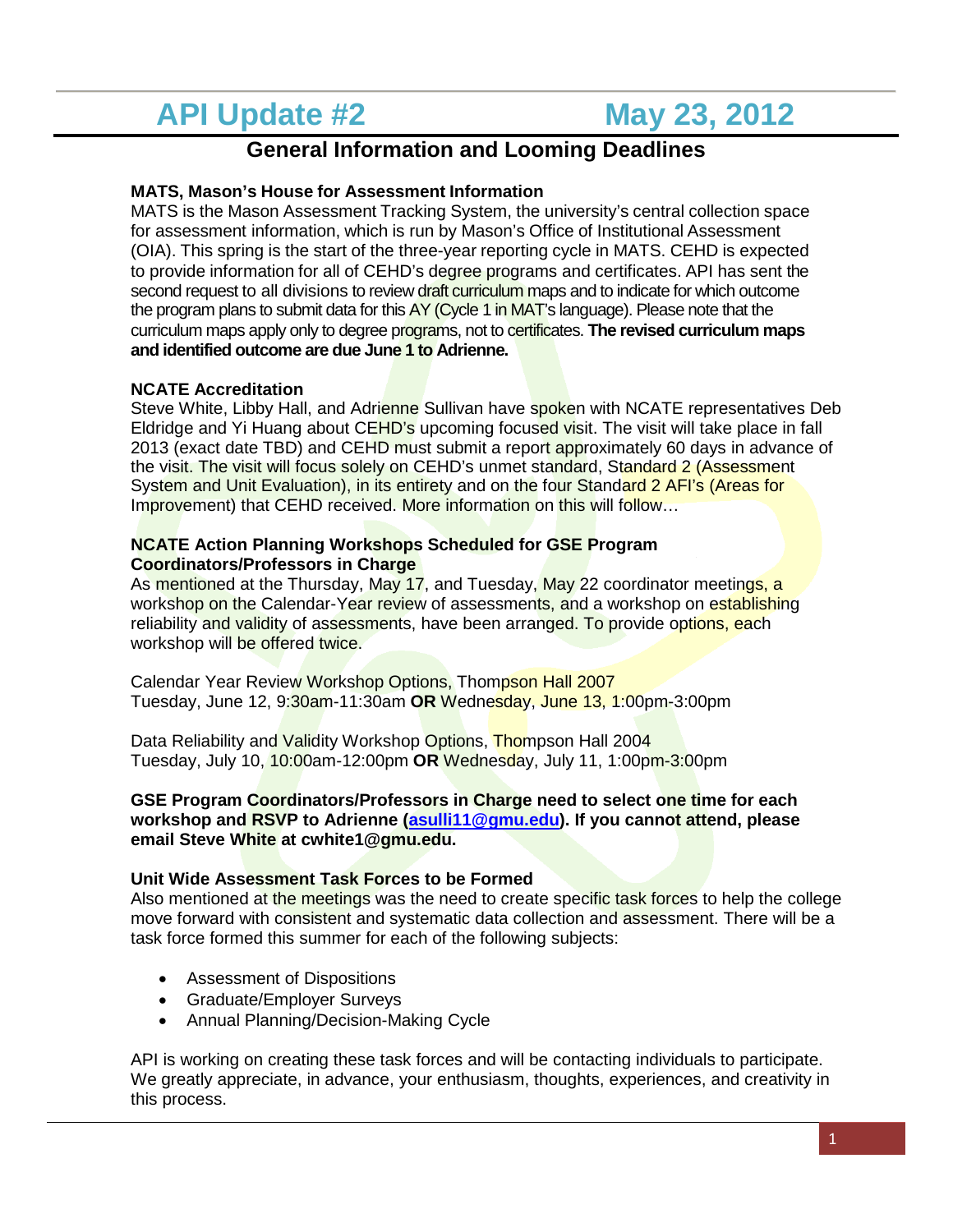# API Update #2 May 23, 2012

## General Information and Looming Deadlines

**MATS, Mason's House for Assessment Information**

MATS is the Mason Assessment Tracking System, the university's central collection space for assessment information, which is run by Mason's Office of Institutional Assessment (OIA). This spring is the start of the three-year reporting cycle in MATS. CEHD is expected to provide information for all of CEHD's degree programs and certificates. API has sent the second request to all divisions to review draft curriculum maps and to indicate for which outcome the program plans to submit data for this AY (Cycle 1 in MAT's language). Please note that the curriculum maps apply only to degree programs, not to certificates. **The revised curriculum maps and identified outcome are due June 1 to Adrienne.**

**NCATE Accreditation**

Steve White, Libby Hall, and Adrienne Sullivan have spoken with NCATE representatives Deb Eldridge and Yi Huang about CEHD's upcoming focused visit. The visit will take place in fall 2013 (exact date TBD) and CEHD must submit a report approximately 60 days in advance of the visit. The visit will focus solely on CEHD's unmet standard, Standard 2 (Assessment System and Unit Evaluation), in its entirety and on the four Standard 2 AFI's (Areas for Improvement) that CEHD received. More information on this will follow…

**NCATE Action Planning Workshops Scheduled for GSE Program Coordinators/Professors in Charge**

As mentioned at the Thursday, May 17, and Tuesday, May 22 coordinator meetings, a workshop on the Calendar-Year review of assessments, and a workshop on establishing reliability and validity of assessments, have been arranged. To provide options, each workshop will be offered twice.

Calendar Year Review Workshop Options, Thompson Hall 2007
Tuesday, June 12, 9:30am-11:30am **OR** Wednesday, June 13, 1:00pm-3:00pm

Data Reliability and Validity Workshop Options, Thompson Hall 2004
Tuesday, July 10, 10:00am-12:00pm **OR** Wednesday, July 11, 1:00pm-3:00pm

**GSE Program Coordinators/Professors in Charge need to select one time for each workshop and RSVP to Adrienne (asulli11@gmu.edu). If you cannot attend, please email Steve White at cwhite1@gmu.edu.**

**Unit Wide Assessment Task Forces to be Formed**

Also mentioned at the meetings was the need to create specific task forces to help the college move forward with consistent and systematic data collection and assessment. There will be a task force formed this summer for each of the following subjects:

- Assessment of Dispositions
- Graduate/Employer Surveys
- Annual Planning/Decision-Making Cycle

API is working on creating these task forces and will be contacting individuals to participate. We greatly appreciate, in advance, your enthusiasm, thoughts, experiences, and creativity in this process.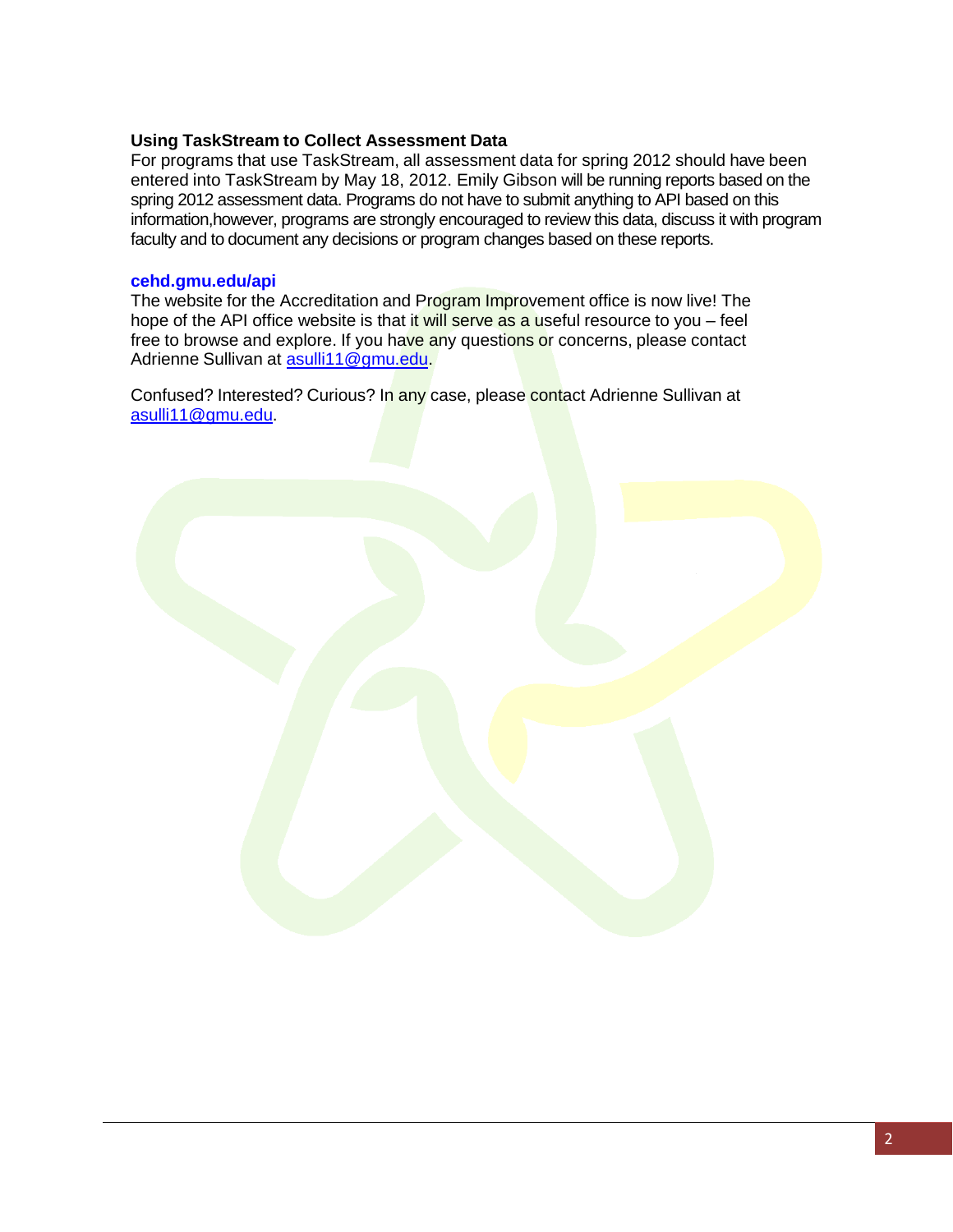### Using TaskStream to Collect Assessment Data

For programs that use TaskStream, all assessment data for spring 2012 should have been entered into TaskStream by May 18, 2012. Emily Gibson will be running reports based on the spring 2012 assessment data. Programs do not have to submit anything to API based on this information,however, programs are strongly encouraged to review this data, discuss it with program faculty and to document any decisions or program changes based on these reports.

### cehd.gmu.edu/api

The website for the Accreditation and Program Improvement office is now live! The hope of the API office website is that it will serve as a useful resource to you – feel free to browse and explore. If you have any questions or concerns, please contact Adrienne Sullivan at asulli11@gmu.edu.

Confused? Interested? Curious? In any case, please contact Adrienne Sullivan at asulli11@gmu.edu.